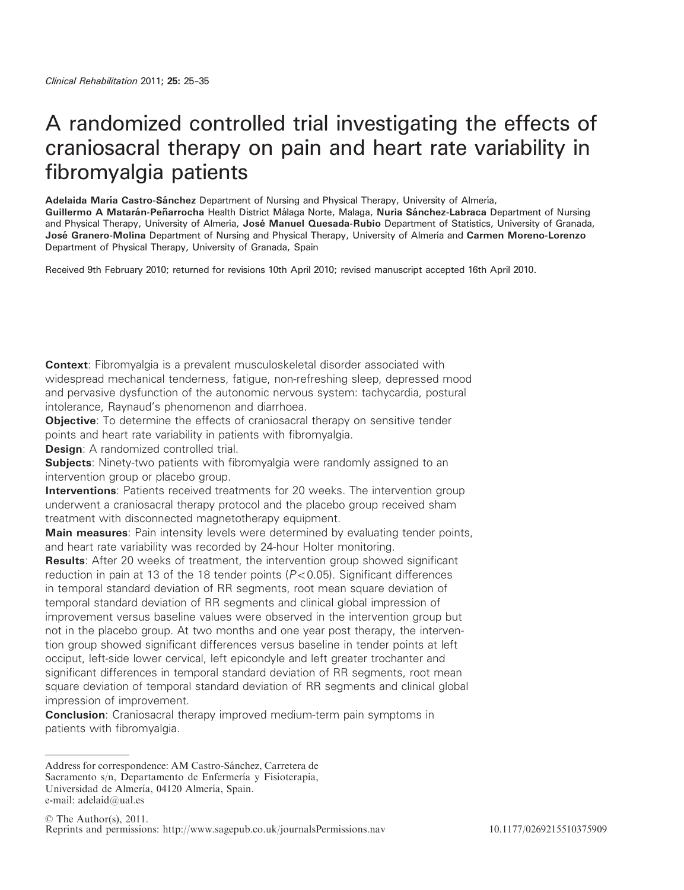# A randomized controlled trial investigating the effects of craniosacral therapy on pain and heart rate variability in fibromyalgia patients

**Adelaida María Castro-Sánchez** Department of Nursing and Physical Therapy, University of Almería, **Guillermo A Matarán-Peñarrocha** Health District Málaga Norte, Malaga, **Nuria Sánchez-Labraca** Department of Nursing and Physical Therapy, University of Almería, **José Manuel Quesada-Rubio** Department of Statistics, University of Granada, **José Granero-Molina** Department of Nursing and Physical Therapy, University of Almería and **Carmen Moreno-Lorenzo** Department of Physical Therapy, University of Granada, Spain

Received 9th February 2010; returned for revisions 10th April 2010; revised manuscript accepted 16th April 2010.

**Context**: Fibromyalgia is a prevalent musculoskeletal disorder associated with widespread mechanical tenderness, fatigue, non-refreshing sleep, depressed mood and pervasive dysfunction of the autonomic nervous system: tachycardia, postural intolerance, Raynaud's phenomenon and diarrhoea.

**Objective**: To determine the effects of craniosacral therapy on sensitive tender points and heart rate variability in patients with fibromyalgia.

**Design**: A randomized controlled trial.

**Subjects**: Ninety-two patients with fibromyalgia were randomly assigned to an intervention group or placebo group.

**Interventions**: Patients received treatments for 20 weeks. The intervention group underwent a craniosacral therapy protocol and the placebo group received sham treatment with disconnected magnetotherapy equipment.

**Main measures**: Pain intensity levels were determined by evaluating tender points, and heart rate variability was recorded by 24-hour Holter monitoring.

**Results**: After 20 weeks of treatment, the intervention group showed significant reduction in pain at 13 of the 18 tender points ($P<0.05$). Significant differences in temporal standard deviation of RR segments, root mean square deviation of temporal standard deviation of RR segments and clinical global impression of improvement versus baseline values were observed in the intervention group but not in the placebo group. At two months and one year post therapy, the intervention group showed significant differences versus baseline in tender points at left occiput, left-side lower cervical, left epicondyle and left greater trochanter and significant differences in temporal standard deviation of RR segments, root mean square deviation of temporal standard deviation of RR segments and clinical global impression of improvement.

**Conclusion**: Craniosacral therapy improved medium-term pain symptoms in patients with fibromyalgia.

---

Address for correspondence: AM Castro-Sánchez, Carretera de Sacramento s/n, Departamento de Enfermería y Fisioterapia, Universidad de Almería, 04120 Almería, Spain.
e-mail: adelaid@ual.es

© The Author(s), 2011.
Reprints and permissions: http://www.sagepub.co.uk/journalsPermissions.nav 10.1177/0269215510375909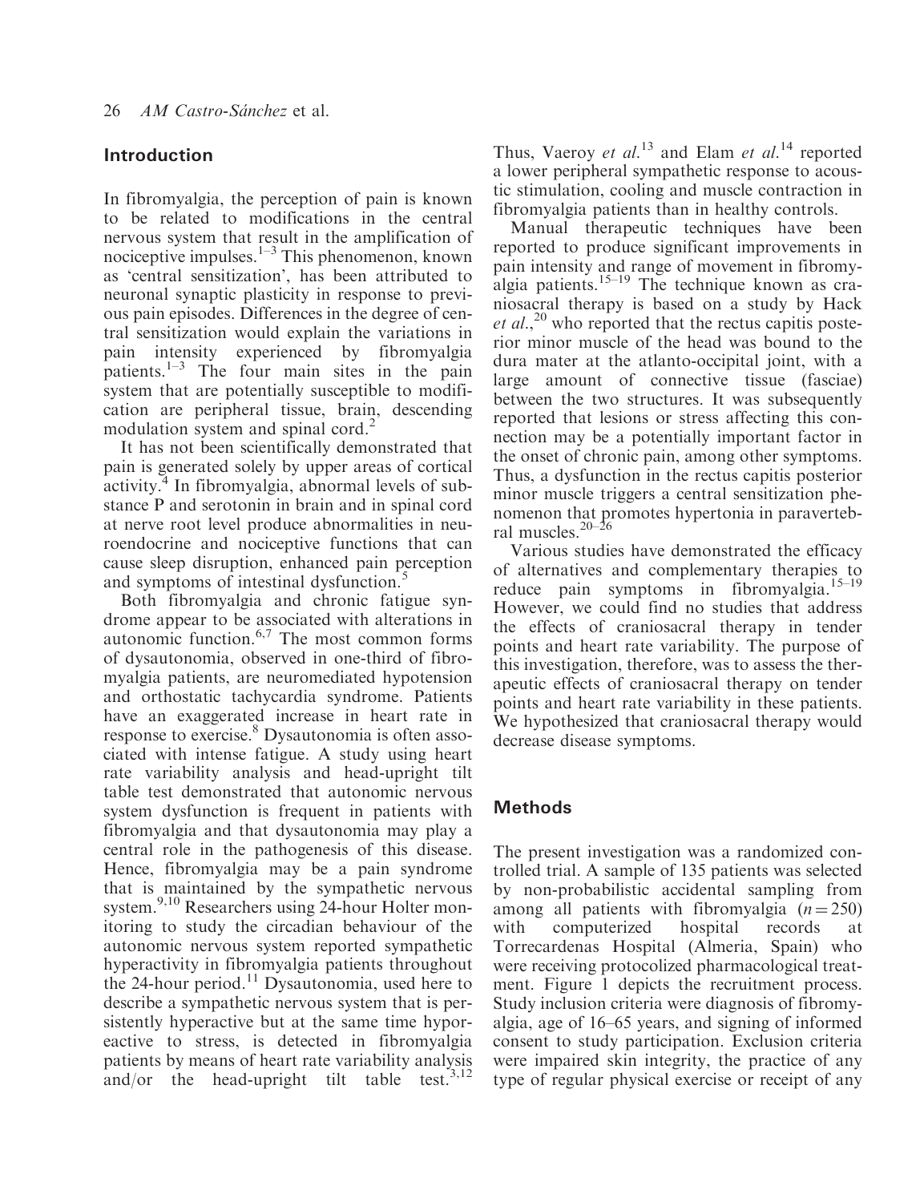## Introduction

In fibromyalgia, the perception of pain is known to be related to modifications in the central nervous system that result in the amplification of nociceptive impulses.[1–3] This phenomenon, known as 'central sensitization', has been attributed to neuronal synaptic plasticity in response to previous pain episodes. Differences in the degree of central sensitization would explain the variations in pain intensity experienced by fibromyalgia patients.[1–3] The four main sites in the pain system that are potentially susceptible to modification are peripheral tissue, brain, descending modulation system and spinal cord.[2]

It has not been scientifically demonstrated that pain is generated solely by upper areas of cortical activity.[4] In fibromyalgia, abnormal levels of substance P and serotonin in brain and in spinal cord at nerve root level produce abnormalities in neuroendocrine and nociceptive functions that can cause sleep disruption, enhanced pain perception and symptoms of intestinal dysfunction.[5]

Both fibromyalgia and chronic fatigue syndrome appear to be associated with alterations in autonomic function.[6,7] The most common forms of dysautonomia, observed in one-third of fibromyalgia patients, are neuromediated hypotension and orthostatic tachycardia syndrome. Patients have an exaggerated increase in heart rate in response to exercise.[8] Dysautonomia is often associated with intense fatigue. A study using heart rate variability analysis and head-upright tilt table test demonstrated that autonomic nervous system dysfunction is frequent in patients with fibromyalgia and that dysautonomia may play a central role in the pathogenesis of this disease. Hence, fibromyalgia may be a pain syndrome that is maintained by the sympathetic nervous system.[9,10] Researchers using 24-hour Holter monitoring to study the circadian behaviour of the autonomic nervous system reported sympathetic hyperactivity in fibromyalgia patients throughout the 24-hour period.[11] Dysautonomia, used here to describe a sympathetic nervous system that is persistently hyperactive but at the same time hyporeactive to stress, is detected in fibromyalgia patients by means of heart rate variability analysis and/or the head-upright tilt table test.[3,12] Thus, Vaeroy *et al.*[13] and Elam *et al.*[14] reported a lower peripheral sympathetic response to acoustic stimulation, cooling and muscle contraction in fibromyalgia patients than in healthy controls.

Manual therapeutic techniques have been reported to produce significant improvements in pain intensity and range of movement in fibromyalgia patients.[15–19] The technique known as craniosacral therapy is based on a study by Hack *et al.*,[20] who reported that the rectus capitis posterior minor muscle of the head was bound to the dura mater at the atlanto-occipital joint, with a large amount of connective tissue (fasciae) between the two structures. It was subsequently reported that lesions or stress affecting this connection may be a potentially important factor in the onset of chronic pain, among other symptoms. Thus, a dysfunction in the rectus capitis posterior minor muscle triggers a central sensitization phenomenon that promotes hypertonia in paravertebral muscles.[20–26]

Various studies have demonstrated the efficacy of alternatives and complementary therapies to reduce pain symptoms in fibromyalgia.[15–19] However, we could find no studies that address the effects of craniosacral therapy in tender points and heart rate variability. The purpose of this investigation, therefore, was to assess the therapeutic effects of craniosacral therapy on tender points and heart rate variability in these patients. We hypothesized that craniosacral therapy would decrease disease symptoms.

## Methods

The present investigation was a randomized controlled trial. A sample of 135 patients was selected by non-probabilistic accidental sampling from among all patients with fibromyalgia ($n = 250$) with computerized hospital records at Torrecardenas Hospital (Almeria, Spain) who were receiving protocolized pharmacological treatment. Figure 1 depicts the recruitment process. Study inclusion criteria were diagnosis of fibromyalgia, age of 16–65 years, and signing of informed consent to study participation. Exclusion criteria were impaired skin integrity, the practice of any type of regular physical exercise or receipt of any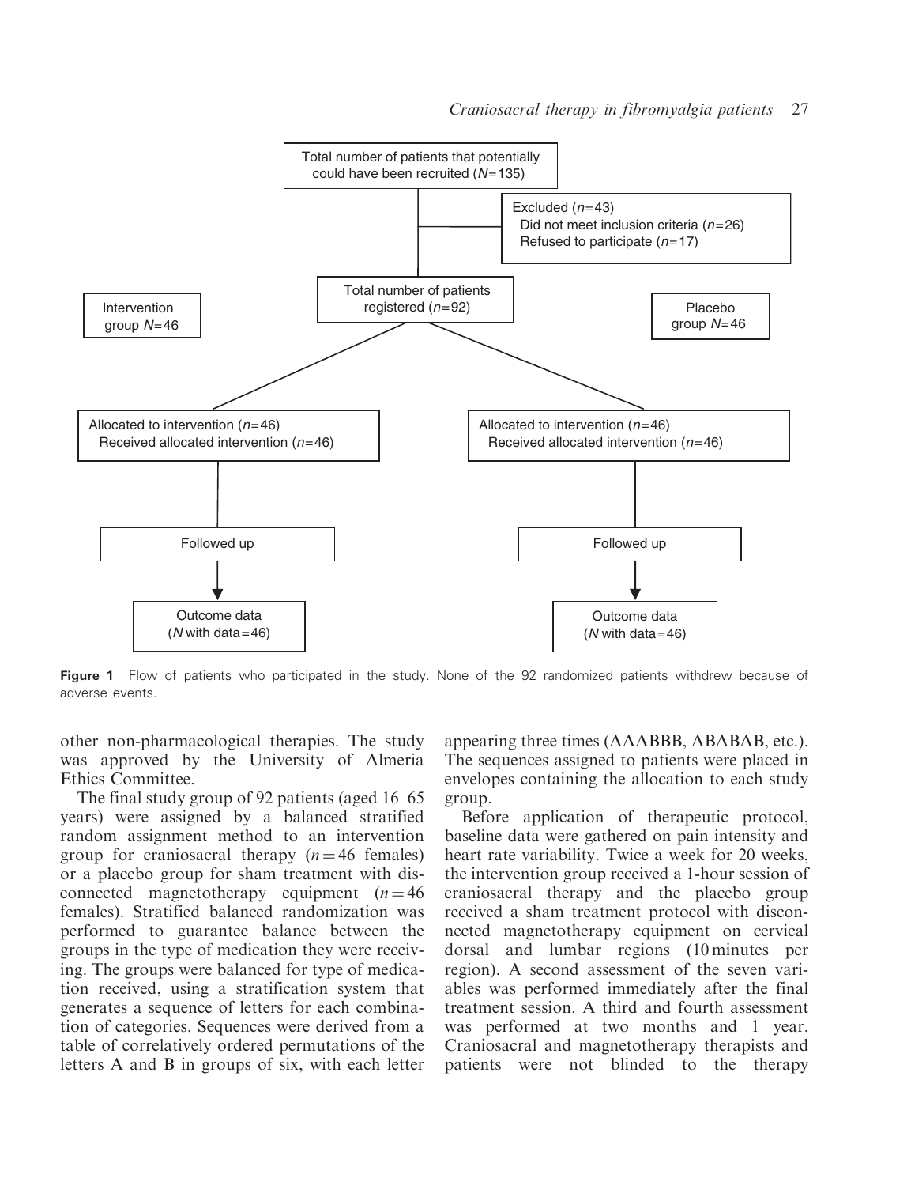Total number of patients that potentially could have been recruited ($N$=135)

Excluded ($n$=43)
Did not meet inclusion criteria ($n$=26)
Refused to participate ($n$=17)

Total number of patients registered ($n$=92)

Intervention group $N$=46

Placebo group $N$=46

Allocated to intervention ($n$=46)
Received allocated intervention ($n$=46)

Allocated to intervention ($n$=46)
Received allocated intervention ($n$=46)

Followed up

Followed up

Outcome data ($N$ with data=46)

Outcome data ($N$ with data=46)

**Figure 1** Flow of patients who participated in the study. None of the 92 randomized patients withdrew because of adverse events.

other non-pharmacological therapies. The study was approved by the University of Almeria Ethics Committee.

The final study group of 92 patients (aged 16–65 years) were assigned by a balanced stratified random assignment method to an intervention group for craniosacral therapy ($n = 46$ females) or a placebo group for sham treatment with disconnected magnetotherapy equipment ($n = 46$ females). Stratified balanced randomization was performed to guarantee balance between the groups in the type of medication they were receiving. The groups were balanced for type of medication received, using a stratification system that generates a sequence of letters for each combination of categories. Sequences were derived from a table of correlatively ordered permutations of the letters A and B in groups of six, with each letter appearing three times (AAABBB, ABABAB, etc.). The sequences assigned to patients were placed in envelopes containing the allocation to each study group.

Before application of therapeutic protocol, baseline data were gathered on pain intensity and heart rate variability. Twice a week for 20 weeks, the intervention group received a 1-hour session of craniosacral therapy and the placebo group received a sham treatment protocol with disconnected magnetotherapy equipment on cervical dorsal and lumbar regions (10 minutes per region). A second assessment of the seven variables was performed immediately after the final treatment session. A third and fourth assessment was performed at two months and 1 year. Craniosacral and magnetotherapy therapists and patients were not blinded to the therapy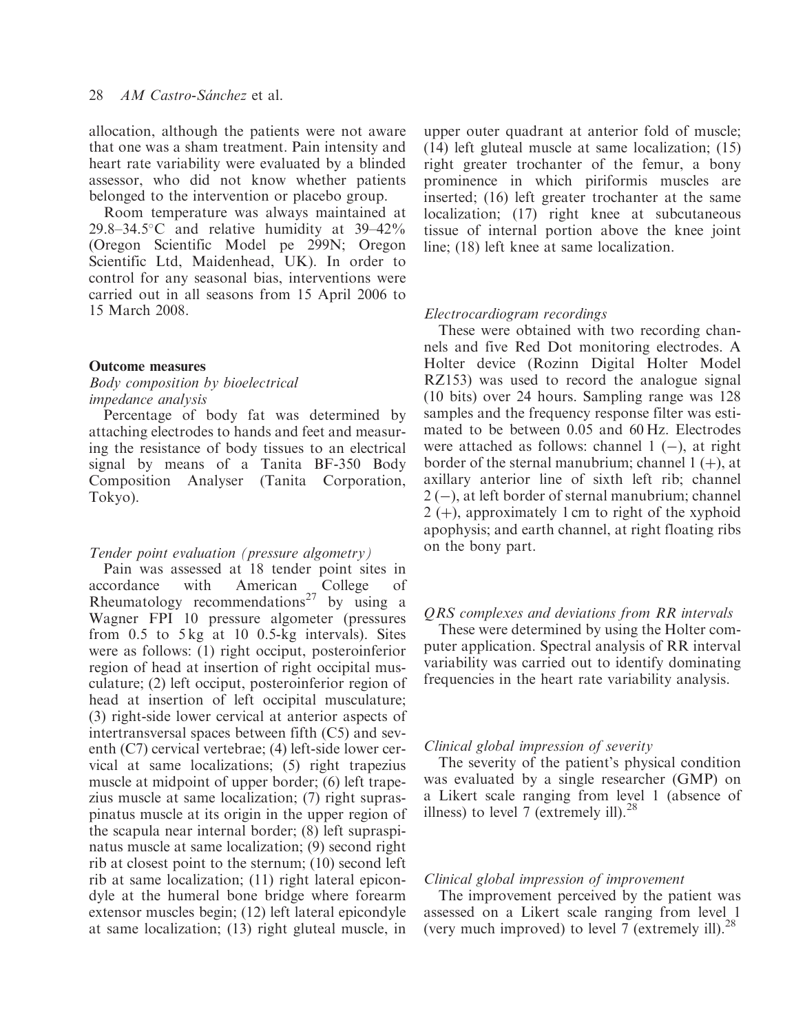allocation, although the patients were not aware that one was a sham treatment. Pain intensity and heart rate variability were evaluated by a blinded assessor, who did not know whether patients belonged to the intervention or placebo group.

Room temperature was always maintained at 29.8–34.5°C and relative humidity at 39–42% (Oregon Scientific Model pe 299N; Oregon Scientific Ltd, Maidenhead, UK). In order to control for any seasonal bias, interventions were carried out in all seasons from 15 April 2006 to 15 March 2008.

## Outcome measures

### *Body composition by bioelectrical impedance analysis*

Percentage of body fat was determined by attaching electrodes to hands and feet and measuring the resistance of body tissues to an electrical signal by means of a Tanita BF-350 Body Composition Analyser (Tanita Corporation, Tokyo).

### *Tender point evaluation (pressure algometry)*

Pain was assessed at 18 tender point sites in accordance with American College of Rheumatology recommendations[27] by using a Wagner FPI 10 pressure algometer (pressures from 0.5 to 5 kg at 10 0.5-kg intervals). Sites were as follows: (1) right occiput, posteroinferior region of head at insertion of right occipital musculature; (2) left occiput, posteroinferior region of head at insertion of left occipital musculature; (3) right-side lower cervical at anterior aspects of intertransversal spaces between fifth (C5) and seventh (C7) cervical vertebrae; (4) left-side lower cervical at same localizations; (5) right trapezius muscle at midpoint of upper border; (6) left trapezius muscle at same localization; (7) right supraspinatus muscle at its origin in the upper region of the scapula near internal border; (8) left supraspinatus muscle at same localization; (9) second right rib at closest point to the sternum; (10) second left rib at same localization; (11) right lateral epicondyle at the humeral bone bridge where forearm extensor muscles begin; (12) left lateral epicondyle at same localization; (13) right gluteal muscle, in upper outer quadrant at anterior fold of muscle; (14) left gluteal muscle at same localization; (15) right greater trochanter of the femur, a bony prominence in which piriformis muscles are inserted; (16) left greater trochanter at the same localization; (17) right knee at subcutaneous tissue of internal portion above the knee joint line; (18) left knee at same localization.

### *Electrocardiogram recordings*

These were obtained with two recording channels and five Red Dot monitoring electrodes. A Holter device (Rozinn Digital Holter Model RZ153) was used to record the analogue signal (10 bits) over 24 hours. Sampling range was 128 samples and the frequency response filter was estimated to be between 0.05 and 60 Hz. Electrodes were attached as follows: channel 1 (−), at right border of the sternal manubrium; channel 1 (+), at axillary anterior line of sixth left rib; channel 2 (−), at left border of sternal manubrium; channel 2 (+), approximately 1 cm to right of the xyphoid apophysis; and earth channel, at right floating ribs on the bony part.

### *QRS complexes and deviations from RR intervals*

These were determined by using the Holter computer application. Spectral analysis of RR interval variability was carried out to identify dominating frequencies in the heart rate variability analysis.

### *Clinical global impression of severity*

The severity of the patient's physical condition was evaluated by a single researcher (GMP) on a Likert scale ranging from level 1 (absence of illness) to level 7 (extremely ill).[28]

### *Clinical global impression of improvement*

The improvement perceived by the patient was assessed on a Likert scale ranging from level 1 (very much improved) to level 7 (extremely ill).[28]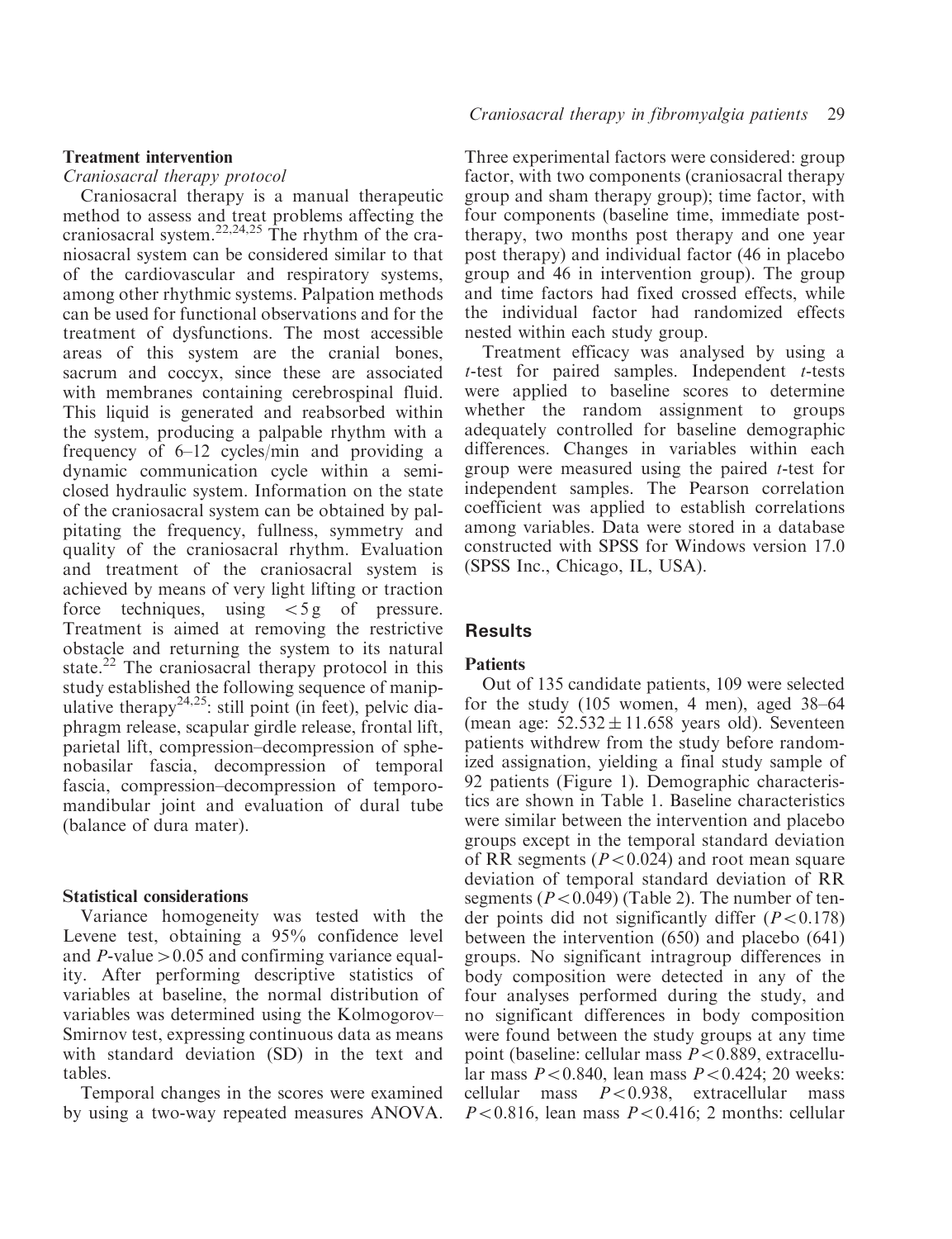### Treatment intervention

*Craniosacral therapy protocol*

Craniosacral therapy is a manual therapeutic method to assess and treat problems affecting the craniosacral system.[22,24,25] The rhythm of the craniosacral system can be considered similar to that of the cardiovascular and respiratory systems, among other rhythmic systems. Palpation methods can be used for functional observations and for the treatment of dysfunctions. The most accessible areas of this system are the cranial bones, sacrum and coccyx, since these are associated with membranes containing cerebrospinal fluid. This liquid is generated and reabsorbed within the system, producing a palpable rhythm with a frequency of 6–12 cycles/min and providing a dynamic communication cycle within a semi-closed hydraulic system. Information on the state of the craniosacral system can be obtained by palpitating the frequency, fullness, symmetry and quality of the craniosacral rhythm. Evaluation and treatment of the craniosacral system is achieved by means of very light lifting or traction force techniques, using $<5$ g of pressure. Treatment is aimed at removing the restrictive obstacle and returning the system to its natural state.[22] The craniosacral therapy protocol in this study established the following sequence of manipulative therapy[24,25]: still point (in feet), pelvic diaphragm release, scapular girdle release, frontal lift, parietal lift, compression–decompression of sphenobasilar fascia, decompression of temporal fascia, compression–decompression of temporomandibular joint and evaluation of dural tube (balance of dura mater).

### Statistical considerations

Variance homogeneity was tested with the Levene test, obtaining a 95% confidence level and $P$-value $>0.05$ and confirming variance equality. After performing descriptive statistics of variables at baseline, the normal distribution of variables was determined using the Kolmogorov–Smirnov test, expressing continuous data as means with standard deviation (SD) in the text and tables.

Temporal changes in the scores were examined by using a two-way repeated measures ANOVA. Three experimental factors were considered: group factor, with two components (craniosacral therapy group and sham therapy group); time factor, with four components (baseline time, immediate post-therapy, two months post therapy and one year post therapy) and individual factor (46 in placebo group and 46 in intervention group). The group and time factors had fixed crossed effects, while the individual factor had randomized effects nested within each study group.

Treatment efficacy was analysed by using a $t$-test for paired samples. Independent $t$-tests were applied to baseline scores to determine whether the random assignment to groups adequately controlled for baseline demographic differences. Changes in variables within each group were measured using the paired $t$-test for independent samples. The Pearson correlation coefficient was applied to establish correlations among variables. Data were stored in a database constructed with SPSS for Windows version 17.0 (SPSS Inc., Chicago, IL, USA).

## Results

### Patients

Out of 135 candidate patients, 109 were selected for the study (105 women, 4 men), aged 38–64 (mean age: $52.532 \pm 11.658$ years old). Seventeen patients withdrew from the study before randomized assignation, yielding a final study sample of 92 patients (Figure 1). Demographic characteristics are shown in Table 1. Baseline characteristics were similar between the intervention and placebo groups except in the temporal standard deviation of RR segments ($P<0.024$) and root mean square deviation of temporal standard deviation of RR segments ($P<0.049$) (Table 2). The number of tender points did not significantly differ ($P<0.178$) between the intervention (650) and placebo (641) groups. No significant intragroup differences in body composition were detected in any of the four analyses performed during the study, and no significant differences in body composition were found between the study groups at any time point (baseline: cellular mass $P<0.889$, extracellular mass $P<0.840$, lean mass $P<0.424$; 20 weeks: cellular mass $P<0.938$, extracellular mass $P<0.816$, lean mass $P<0.416$; 2 months: cellular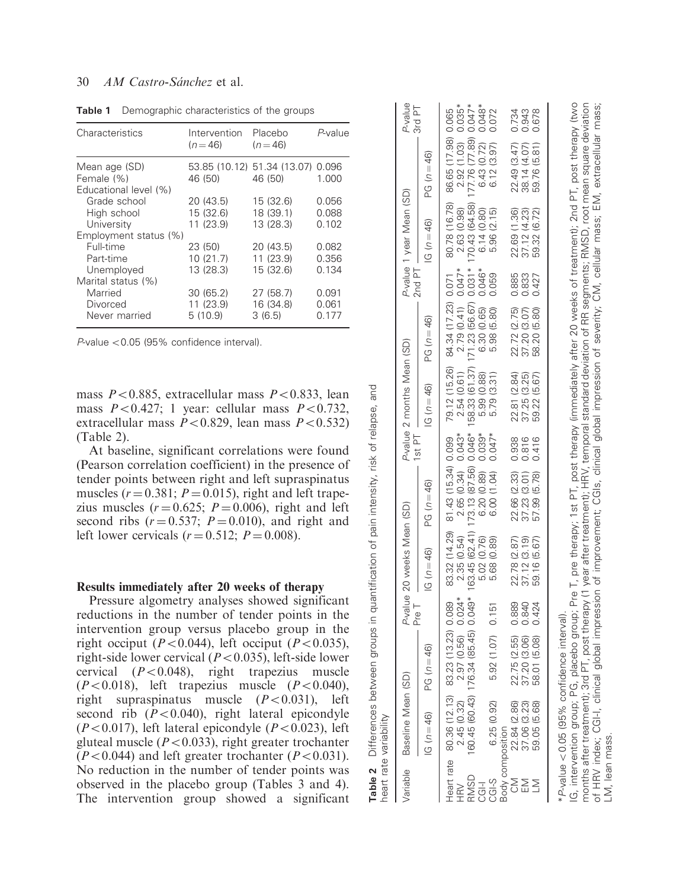**Table 1** Demographic characteristics of the groups

| Characteristics | Intervention ($n=46$) | Placebo ($n=46$) | P-value |
|---|---|---|---|
| Mean age (SD) | 53.85 (10.12) | 51.34 (13.07) | 0.096 |
| Female (%) | 46 (50) | 46 (50) | 1.000 |
| Educational level (%) | | | |
| Grade school | 20 (43.5) | 15 (32.6) | 0.056 |
| High school | 15 (32.6) | 18 (39.1) | 0.088 |
| University | 11 (23.9) | 13 (28.3) | 0.102 |
| Employment status (%) | | | |
| Full-time | 23 (50) | 20 (43.5) | 0.082 |
| Part-time | 10 (21.7) | 11 (23.9) | 0.356 |
| Unemployed | 13 (28.3) | 15 (32.6) | 0.134 |
| Marital status (%) | | | |
| Married | 30 (65.2) | 27 (58.7) | 0.091 |
| Divorced | 11 (23.9) | 16 (34.8) | 0.061 |
| Never married | 5 (10.9) | 3 (6.5) | 0.177 |

P-value <0.05 (95% confidence interval).

mass $P<0.885$, extracellular mass $P<0.833$, lean mass $P<0.427$; 1 year: cellular mass $P<0.732$, extracellular mass $P<0.829$, lean mass $P<0.532$) (Table 2).

At baseline, significant correlations were found (Pearson correlation coefficient) in the presence of tender points between right and left supraspinatus muscles ($r=0.381$; $P=0.015$), right and left trapezius muscles ($r=0.625$; $P=0.006$), right and left second ribs ($r=0.537$; $P=0.010$), and right and left lower cervicals ($r=0.512$; $P=0.008$).

### Results immediately after 20 weeks of therapy

Pressure algometry analyses showed significant reductions in the number of tender points in the intervention group versus placebo group in the right occiput ($P<0.044$), left occiput ($P<0.035$), right-side lower cervical ($P<0.035$), left-side lower cervical ($P<0.048$), right trapezius muscle ($P<0.018$), left trapezius muscle ($P<0.040$), right supraspinatus muscle ($P<0.031$), left second rib ($P<0.040$), right lateral epicondyle ($P<0.017$), left lateral epicondyle ($P<0.023$), left gluteal muscle ($P<0.033$), right greater trochanter ($P<0.044$) and left greater trochanter ($P<0.031$). No reduction in the number of tender points was observed in the placebo group (Tables 3 and 4). The intervention group showed a significant

**Table 2** Differences between groups in quantification of pain intensity, risk of relapse, and heart rate variability

| Variable | Baseline Mean (SD) | | P-value Pre T | 20 weeks Mean (SD) | | P-value 1st PT | 2 months Mean (SD) | | P-value 2nd PT | 1 year Mean (SD) | | P-value 3rd PT |
|---|---|---|---|---|---|---|---|---|---|---|---|---|
| | IG ($n=46$) | PG ($n=46$) | | IG ($n=46$) | PG ($n=46$) | | IG ($n=46$) | PG ($n=46$) | | IG ($n=46$) | PG ($n=46$) | |
| Heart rate | 80.36 (12.13) | 83.23 (13.23) | 0.089 | 83.32 (14.29) | 81.43 (15.34) | 0.099 | 79.12 (15.26) | 84.34 (17.23) | 0.071 | 80.78 (16.78) | 86.65 (17.98) | 0.065 |
| HRV | 2.45 (0.32) | 2.97 (0.56) | 0.024* | 2.35 (0.54) | 2.65 (0.34) | 0.043* | 2.54 (0.61) | 2.79 (0.41) | 0.047* | 2.63 (0.98) | 2.92 (1.03) | 0.035* |
| RMSD | 160.45 (60.43) | 176.34 (85.45) | 0.049* | 163.45 (62.41) | 173.13 (87.56) | 0.046* | 158.33 (61.37) | 171.23 (56.67) | 0.031* | 170.43 (64.58) | 177.76 (77.89) | 0.047* |
| CGI-I | | | | 5.02 (0.76) | 6.20 (0.89) | 0.039* | 5.99 (0.88) | 6.30 (0.65) | 0.046* | 6.14 (0.80) | 6.43 (0.72) | 0.048* |
| CGI-S | 6.25 (0.92) | 5.92 (1.07) | 0.151 | 5.68 (0.89) | 6.00 (1.04) | 0.047* | 5.79 (3.31) | 5.98 (5.80) | 0.059 | 5.96 (2.15) | 6.12 (3.97) | 0.072 |
| Body composition | | | | | | | | | | | | |
| CM | 22.84 (2.86) | 22.75 (2.55) | 0.889 | 22.78 (2.87) | 22.66 (2.33) | 0.938 | 22.81 (2.84) | 22.72 (2.75) | 0.885 | 22.69 (1.36) | 22.49 (3.47) | 0.734 |
| EM | 37.06 (3.23) | 37.20 (3.06) | 0.840 | 37.12 (3.19) | 37.23 (3.01) | 0.816 | 37.25 (3.25) | 37.20 (3.07) | 0.833 | 37.12 (4.23) | 38.14 (4.07) | 0.943 |
| LM | 59.05 (5.68) | 58.01 (5.08) | 0.424 | 59.16 (5.67) | 57.99 (5.78) | 0.416 | 59.22 (5.67) | 58.20 (5.80) | 0.427 | 59.32 (6.72) | 59.76 (5.81) | 0.678 |

*P-value <0.05 (95% confidence interval).

IG, intervention group; PG, placebo group; Pre T, pre therapy; 1st PT, post therapy (immediately after 20 weeks of treatment); 2nd PT, post therapy (two months after treatment); 3rd PT, post therapy (1 year after treatment); HRV, temporal standard deviation of RR segments; RMSD, root mean square deviation of HRV index; CGI-I, clinical global impression of improvement; CGIs, clinical global impression of severity; CM, cellular mass; EM, extracellular mass; LM, lean mass.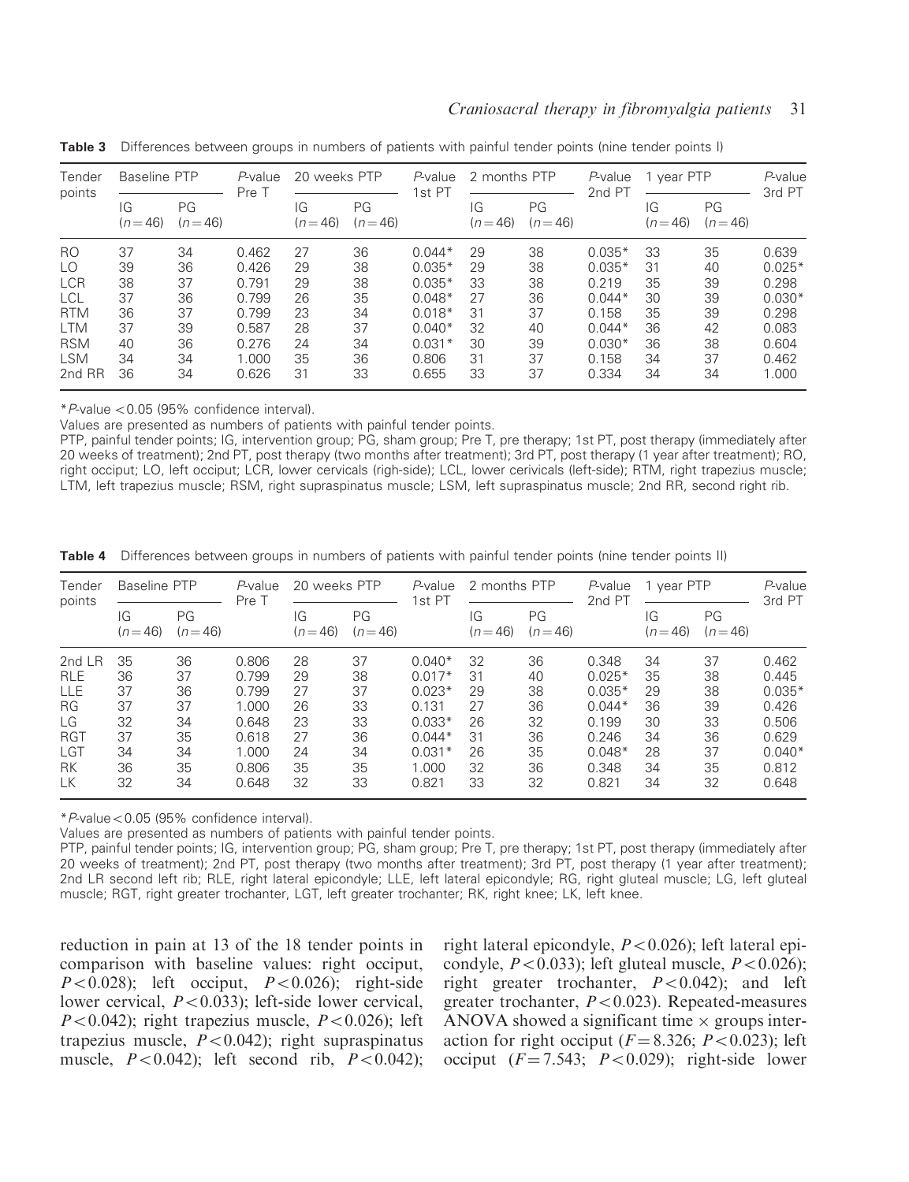**Table 3** Differences between groups in numbers of patients with painful tender points (nine tender points I)

| Tender points | Baseline PTP | | *P*-value Pre T | 20 weeks PTP | | *P*-value 1st PT | 2 months PTP | | *P*-value 2nd PT | 1 year PTP | | *P*-value 3rd PT |
|---|---|---|---|---|---|---|---|---|---|---|---|---|
| | IG ($n=46$) | PG ($n=46$) | | IG ($n=46$) | PG ($n=46$) | | IG ($n=46$) | PG ($n=46$) | | IG ($n=46$) | PG ($n=46$) | |
| RO | 37 | 34 | 0.462 | 27 | 36 | 0.044* | 29 | 38 | 0.035* | 33 | 35 | 0.639 |
| LO | 39 | 36 | 0.426 | 29 | 38 | 0.035* | 29 | 38 | 0.035* | 31 | 40 | 0.025* |
| LCR | 38 | 37 | 0.791 | 29 | 38 | 0.035* | 33 | 38 | 0.219 | 35 | 39 | 0.298 |
| LCL | 37 | 36 | 0.799 | 26 | 35 | 0.048* | 27 | 36 | 0.044* | 30 | 39 | 0.030* |
| RTM | 36 | 37 | 0.799 | 23 | 34 | 0.018* | 31 | 37 | 0.158 | 35 | 39 | 0.298 |
| LTM | 37 | 39 | 0.587 | 28 | 37 | 0.040* | 32 | 40 | 0.044* | 36 | 42 | 0.083 |
| RSM | 40 | 36 | 0.276 | 24 | 34 | 0.031* | 30 | 39 | 0.030* | 36 | 38 | 0.604 |
| LSM | 34 | 34 | 1.000 | 35 | 36 | 0.806 | 31 | 37 | 0.158 | 34 | 37 | 0.462 |
| 2nd RR | 36 | 34 | 0.626 | 31 | 33 | 0.655 | 33 | 37 | 0.334 | 34 | 34 | 1.000 |

*$P$-value $<0.05$ (95% confidence interval).

Values are presented as numbers of patients with painful tender points.

PTP, painful tender points; IG, intervention group; PG, sham group; Pre T, pre therapy; 1st PT, post therapy (immediately after 20 weeks of treatment); 2nd PT, post therapy (two months after treatment); 3rd PT, post therapy (1 year after treatment); RO, right occiput; LO, left occiput; LCR, lower cervicals (righ-side); LCL, lower cerivicals (left-side); RTM, right trapezius muscle; LTM, left trapezius muscle; RSM, right supraspinatus muscle; LSM, left supraspinatus muscle; 2nd RR, second right rib.

**Table 4** Differences between groups in numbers of patients with painful tender points (nine tender points II)

| Tender points | Baseline PTP | | *P*-value Pre T | 20 weeks PTP | | *P*-value 1st PT | 2 months PTP | | *P*-value 2nd PT | 1 year PTP | | *P*-value 3rd PT |
|---|---|---|---|---|---|---|---|---|---|---|---|---|
| | IG ($n=46$) | PG ($n=46$) | | IG ($n=46$) | PG ($n=46$) | | IG ($n=46$) | PG ($n=46$) | | IG ($n=46$) | PG ($n=46$) | |
| 2nd LR | 35 | 36 | 0.806 | 28 | 37 | 0.040* | 32 | 36 | 0.348 | 34 | 37 | 0.462 |
| RLE | 36 | 37 | 0.799 | 29 | 38 | 0.017* | 31 | 40 | 0.025* | 35 | 38 | 0.445 |
| LLE | 37 | 36 | 0.799 | 27 | 37 | 0.023* | 29 | 38 | 0.035* | 29 | 38 | 0.035* |
| RG | 37 | 37 | 1.000 | 26 | 33 | 0.131 | 27 | 36 | 0.044* | 36 | 39 | 0.426 |
| LG | 32 | 34 | 0.648 | 23 | 33 | 0.033* | 26 | 32 | 0.199 | 30 | 33 | 0.506 |
| RGT | 37 | 35 | 0.618 | 27 | 36 | 0.044* | 31 | 36 | 0.246 | 34 | 36 | 0.629 |
| LGT | 34 | 34 | 1.000 | 24 | 34 | 0.031* | 26 | 35 | 0.048* | 28 | 37 | 0.040* |
| RK | 36 | 35 | 0.806 | 35 | 35 | 1.000 | 32 | 36 | 0.348 | 34 | 35 | 0.812 |
| LK | 32 | 34 | 0.648 | 32 | 33 | 0.821 | 33 | 32 | 0.821 | 34 | 32 | 0.648 |

*$P$-value $<0.05$ (95% confidence interval).

Values are presented as numbers of patients with painful tender points.

PTP, painful tender points; IG, intervention group; PG, sham group; Pre T, pre therapy; 1st PT, post therapy (immediately after 20 weeks of treatment); 2nd PT, post therapy (two months after treatment); 3rd PT, post therapy (1 year after treatment); 2nd LR second left rib; RLE, right lateral epicondyle; LLE, left lateral epicondyle; RG, right gluteal muscle; LG, left gluteal muscle; RGT, right greater trochanter, LGT, left greater trochanter; RK, right knee; LK, left knee.

reduction in pain at 13 of the 18 tender points in comparison with baseline values: right occiput, $P<0.028$); left occiput, $P<0.026$); right-side lower cervical, $P<0.033$); left-side lower cervical, $P<0.042$); right trapezius muscle, $P<0.026$); left trapezius muscle, $P<0.042$); right supraspinatus muscle, $P<0.042$); left second rib, $P<0.042$); right lateral epicondyle, $P<0.026$); left lateral epicondyle, $P<0.033$); left gluteal muscle, $P<0.026$); right greater trochanter, $P<0.042$); and left greater trochanter, $P<0.023$). Repeated-measures ANOVA showed a significant time $\times$ groups interaction for right occiput ($F=8.326$; $P<0.023$); left occiput ($F=7.543$; $P<0.029$); right-side lower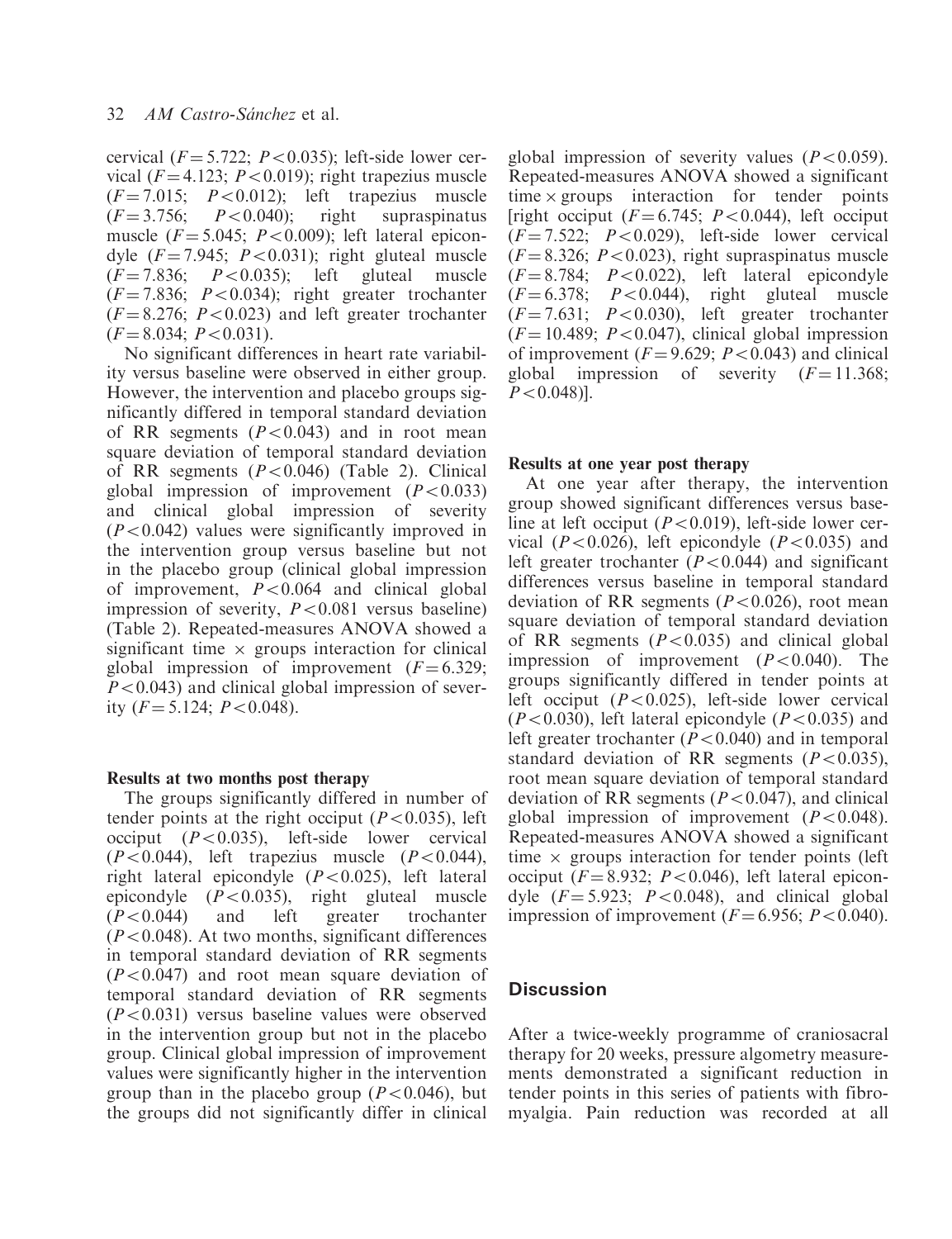cervical ($F = 5.722$; $P < 0.035$); left-side lower cervical ($F = 4.123$; $P < 0.019$); right trapezius muscle ($F = 7.015$; $P < 0.012$); left trapezius muscle ($F = 3.756$; $P < 0.040$); right supraspinatus muscle ($F = 5.045$; $P < 0.009$); left lateral epicondyle ($F = 7.945$; $P < 0.031$); right gluteal muscle ($F = 7.836$; $P < 0.035$); left gluteal muscle ($F = 7.836$; $P < 0.034$); right greater trochanter ($F = 8.276$; $P < 0.023$) and left greater trochanter ($F = 8.034$; $P < 0.031$).

No significant differences in heart rate variability versus baseline were observed in either group. However, the intervention and placebo groups significantly differed in temporal standard deviation of RR segments ($P < 0.043$) and in root mean square deviation of temporal standard deviation of RR segments ($P < 0.046$) (Table 2). Clinical global impression of improvement ($P < 0.033$) and clinical global impression of severity ($P < 0.042$) values were significantly improved in the intervention group versus baseline but not in the placebo group (clinical global impression of improvement, $P < 0.064$ and clinical global impression of severity, $P < 0.081$ versus baseline) (Table 2). Repeated-measures ANOVA showed a significant time $\times$ groups interaction for clinical global impression of improvement ($F = 6.329$; $P < 0.043$) and clinical global impression of severity ($F = 5.124$; $P < 0.048$).

#### Results at two months post therapy

The groups significantly differed in number of tender points at the right occiput ($P < 0.035$), left occiput ($P < 0.035$), left-side lower cervical ($P < 0.044$), left trapezius muscle ($P < 0.044$), right lateral epicondyle ($P < 0.025$), left lateral epicondyle ($P < 0.035$), right gluteal muscle ($P < 0.044$) and left greater trochanter ($P < 0.048$). At two months, significant differences in temporal standard deviation of RR segments ($P < 0.047$) and root mean square deviation of temporal standard deviation of RR segments ($P < 0.031$) versus baseline values were observed in the intervention group but not in the placebo group. Clinical global impression of improvement values were significantly higher in the intervention group than in the placebo group ($P < 0.046$), but the groups did not significantly differ in clinical global impression of severity values ($P < 0.059$). Repeated-measures ANOVA showed a significant time $\times$ groups interaction for tender points [right occiput ($F = 6.745$; $P < 0.044$), left occiput ($F = 7.522$; $P < 0.029$), left-side lower cervical ($F = 8.326$; $P < 0.023$), right supraspinatus muscle ($F = 8.784$; $P < 0.022$), left lateral epicondyle ($F = 6.378$; $P < 0.044$), right gluteal muscle ($F = 7.631$; $P < 0.030$), left greater trochanter ($F = 10.489$; $P < 0.047$), clinical global impression of improvement ($F = 9.629$; $P < 0.043$) and clinical global impression of severity ($F = 11.368$; $P < 0.048$)].

#### Results at one year post therapy

At one year after therapy, the intervention group showed significant differences versus baseline at left occiput ($P < 0.019$), left-side lower cervical ($P < 0.026$), left epicondyle ($P < 0.035$) and left greater trochanter ($P < 0.044$) and significant differences versus baseline in temporal standard deviation of RR segments ($P < 0.026$), root mean square deviation of temporal standard deviation of RR segments ($P < 0.035$) and clinical global impression of improvement ($P < 0.040$). The groups significantly differed in tender points at left occiput ($P < 0.025$), left-side lower cervical ($P < 0.030$), left lateral epicondyle ($P < 0.035$) and left greater trochanter ($P < 0.040$) and in temporal standard deviation of RR segments ($P < 0.035$), root mean square deviation of temporal standard deviation of RR segments ($P < 0.047$), and clinical global impression of improvement ($P < 0.048$). Repeated-measures ANOVA showed a significant time $\times$ groups interaction for tender points (left occiput ($F = 8.932$; $P < 0.046$), left lateral epicondyle ($F = 5.923$; $P < 0.048$), and clinical global impression of improvement ($F = 6.956$; $P < 0.040$).

## Discussion

After a twice-weekly programme of craniosacral therapy for 20 weeks, pressure algometry measurements demonstrated a significant reduction in tender points in this series of patients with fibromyalgia. Pain reduction was recorded at all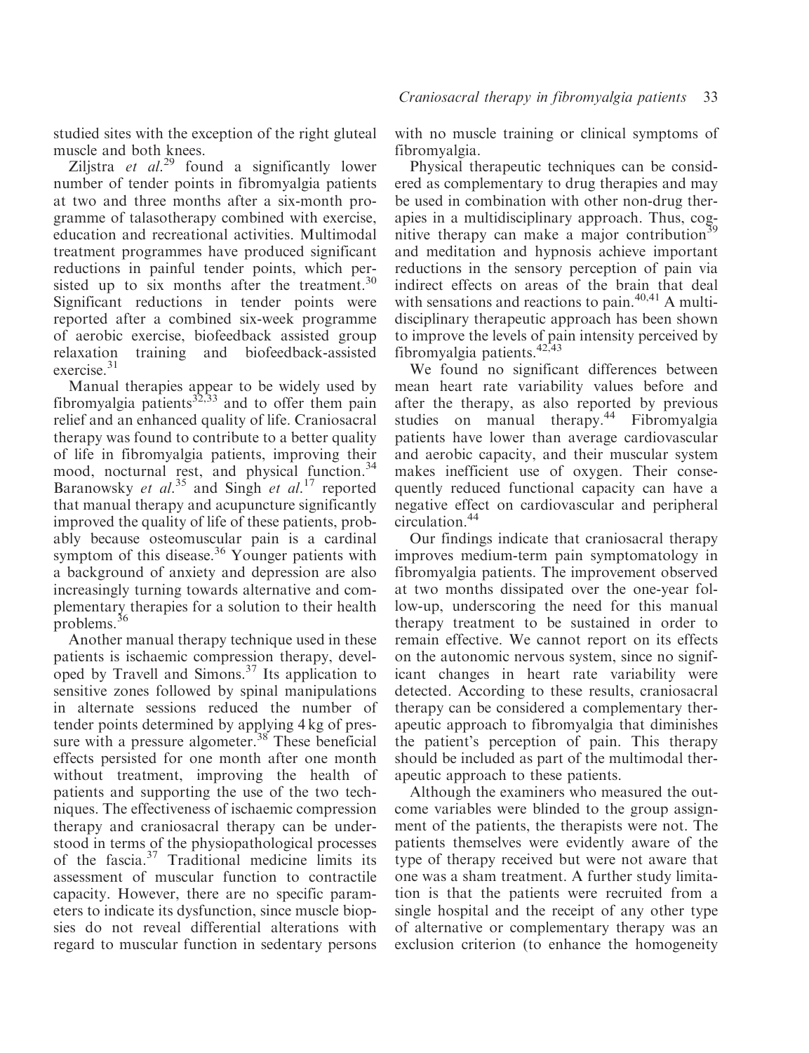studied sites with the exception of the right gluteal muscle and both knees.

Ziljstra *et al.*[29] found a significantly lower number of tender points in fibromyalgia patients at two and three months after a six-month programme of talasotherapy combined with exercise, education and recreational activities. Multimodal treatment programmes have produced significant reductions in painful tender points, which persisted up to six months after the treatment.[30] Significant reductions in tender points were reported after a combined six-week programme of aerobic exercise, biofeedback assisted group relaxation training and biofeedback-assisted exercise.[31]

Manual therapies appear to be widely used by fibromyalgia patients[32,33] and to offer them pain relief and an enhanced quality of life. Craniosacral therapy was found to contribute to a better quality of life in fibromyalgia patients, improving their mood, nocturnal rest, and physical function.[34] Baranowsky *et al.*[35] and Singh *et al.*[17] reported that manual therapy and acupuncture significantly improved the quality of life of these patients, probably because osteomuscular pain is a cardinal symptom of this disease.[36] Younger patients with a background of anxiety and depression are also increasingly turning towards alternative and complementary therapies for a solution to their health problems.[36]

Another manual therapy technique used in these patients is ischaemic compression therapy, developed by Travell and Simons.[37] Its application to sensitive zones followed by spinal manipulations in alternate sessions reduced the number of tender points determined by applying 4 kg of pressure with a pressure algometer.[38] These beneficial effects persisted for one month after one month without treatment, improving the health of patients and supporting the use of the two techniques. The effectiveness of ischaemic compression therapy and craniosacral therapy can be understood in terms of the physiopathological processes of the fascia.[37] Traditional medicine limits its assessment of muscular function to contractile capacity. However, there are no specific parameters to indicate its dysfunction, since muscle biopsies do not reveal differential alterations with regard to muscular function in sedentary persons with no muscle training or clinical symptoms of fibromyalgia.

Physical therapeutic techniques can be considered as complementary to drug therapies and may be used in combination with other non-drug therapies in a multidisciplinary approach. Thus, cognitive therapy can make a major contribution[39] and meditation and hypnosis achieve important reductions in the sensory perception of pain via indirect effects on areas of the brain that deal with sensations and reactions to pain.[40,41] A multidisciplinary therapeutic approach has been shown to improve the levels of pain intensity perceived by fibromyalgia patients.[42,43]

We found no significant differences between mean heart rate variability values before and after the therapy, as also reported by previous studies on manual therapy.[44] Fibromyalgia patients have lower than average cardiovascular and aerobic capacity, and their muscular system makes inefficient use of oxygen. Their consequently reduced functional capacity can have a negative effect on cardiovascular and peripheral circulation.[44]

Our findings indicate that craniosacral therapy improves medium-term pain symptomatology in fibromyalgia patients. The improvement observed at two months dissipated over the one-year follow-up, underscoring the need for this manual therapy treatment to be sustained in order to remain effective. We cannot report on its effects on the autonomic nervous system, since no significant changes in heart rate variability were detected. According to these results, craniosacral therapy can be considered a complementary therapeutic approach to fibromyalgia that diminishes the patient's perception of pain. This therapy should be included as part of the multimodal therapeutic approach to these patients.

Although the examiners who measured the outcome variables were blinded to the group assignment of the patients, the therapists were not. The patients themselves were evidently aware of the type of therapy received but were not aware that one was a sham treatment. A further study limitation is that the patients were recruited from a single hospital and the receipt of any other type of alternative or complementary therapy was an exclusion criterion (to enhance the homogeneity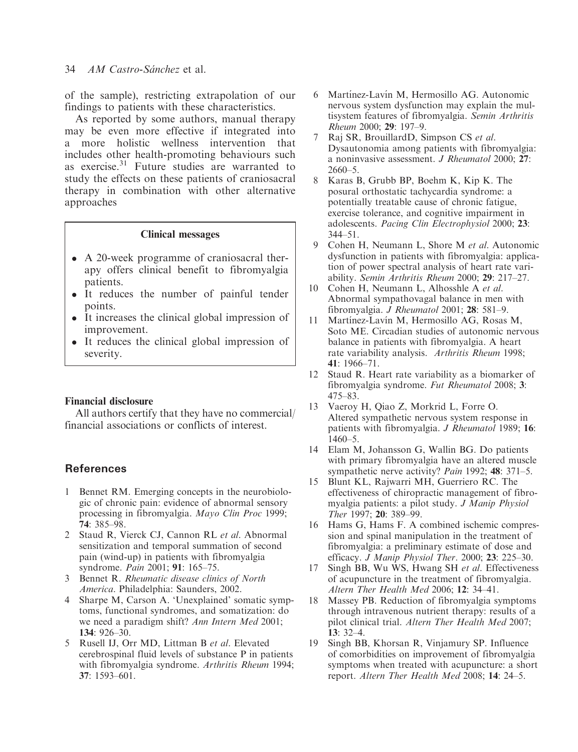of the sample), restricting extrapolation of our findings to patients with these characteristics.

As reported by some authors, manual therapy may be even more effective if integrated into a more holistic wellness intervention that includes other health-promoting behaviours such as exercise.[31] Future studies are warranted to study the effects on these patients of craniosacral therapy in combination with other alternative approaches

**Clinical messages**

- A 20-week programme of craniosacral therapy offers clinical benefit to fibromyalgia patients.
- It reduces the number of painful tender points.
- It increases the clinical global impression of improvement.
- It reduces the clinical global impression of severity.

**Financial disclosure**

All authors certify that they have no commercial/financial associations or conflicts of interest.

## References

1. Bennet RM. Emerging concepts in the neurobiologic of chronic pain: evidence of abnormal sensory processing in fibromyalgia. *Mayo Clin Proc* 1999; **74**: 385–98.
2. Staud R, Vierck CJ, Cannon RL *et al*. Abnormal sensitization and temporal summation of second pain (wind-up) in patients with fibromyalgia syndrome. *Pain* 2001; **91**: 165–75.
3. Bennet R. *Rheumatic disease clinics of North America*. Philadelphia: Saunders, 2002.
4. Sharpe M, Carson A. 'Unexplained' somatic symptoms, functional syndromes, and somatization: do we need a paradigm shift? *Ann Intern Med* 2001; **134**: 926–30.
5. Rusell IJ, Orr MD, Littman B *et al*. Elevated cerebrospinal fluid levels of substance P in patients with fibromyalgia syndrome. *Arthritis Rheum* 1994; **37**: 1593–601.
6. Martínez-Lavín M, Hermosillo AG. Autonomic nervous system dysfunction may explain the multisystem features of fibromyalgia. *Semin Arthritis Rheum* 2000; **29**: 197–9.
7. Raj SR, BrouillardD, Simpson CS *et al*. Dysautonomia among patients with fibromyalgia: a noninvasive assessment. *J Rheumatol* 2000; **27**: 2660–5.
8. Karas B, Grubb BP, Boehm K, Kip K. The posural orthostatic tachycardia syndrome: a potentially treatable cause of chronic fatigue, exercise tolerance, and cognitive impairment in adolescents. *Pacing Clin Electrophysiol* 2000; **23**: 344–51.
9. Cohen H, Neumann L, Shore M *et al*. Autonomic dysfunction in patients with fibromyalgia: application of power spectral analysis of heart rate variability. *Semin Arthritis Rheum* 2000; **29**: 217–27.
10. Cohen H, Neumann L, Alhosshle A *et al*. Abnormal sympathovagal balance in men with fibromyalgia. *J Rheumatol* 2001; **28**: 581–9.
11. Martínez-Lavín M, Hermosillo AG, Rosas M, Soto ME. Circadian studies of autonomic nervous balance in patients with fibromyalgia. A heart rate variability analysis. *Arthritis Rheum* 1998; **41**: 1966–71.
12. Staud R. Heart rate variability as a biomarker of fibromyalgia syndrome. *Fut Rheumatol* 2008; **3**: 475–83.
13. Vaeroy H, Qiao Z, Morkrid L, Forre O. Altered sympathetic nervous system response in patients with fibromyalgia. *J Rheumatol* 1989; **16**: 1460–5.
14. Elam M, Johansson G, Wallin BG. Do patients with primary fibromyalgia have an altered muscle sympathetic nerve activity? *Pain* 1992; **48**: 371–5.
15. Blunt KL, Rajwarri MH, Guerriero RC. The effectiveness of chiropractic management of fibromyalgia patients: a pilot study. *J Manip Physiol Ther* 1997; **20**: 389–99.
16. Hams G, Hams F. A combined ischemic compression and spinal manipulation in the treatment of fibromyalgia: a preliminary estimate of dose and efficacy. *J Manip Physiol Ther*. 2000; **23**: 225–30.
17. Singh BB, Wu WS, Hwang SH *et al*. Effectiveness of acupuncture in the treatment of fibromyalgia. *Altern Ther Health Med* 2006; **12**: 34–41.
18. Massey PB. Reduction of fibromyalgia symptoms through intravenous nutrient therapy: results of a pilot clinical trial. *Altern Ther Health Med* 2007; **13**: 32–4.
19. Singh BB, Khorsan R, Vinjamury SP. Influence of comorbidities on improvement of fibromyalgia symptoms when treated with acupuncture: a short report. *Altern Ther Health Med* 2008; **14**: 24–5.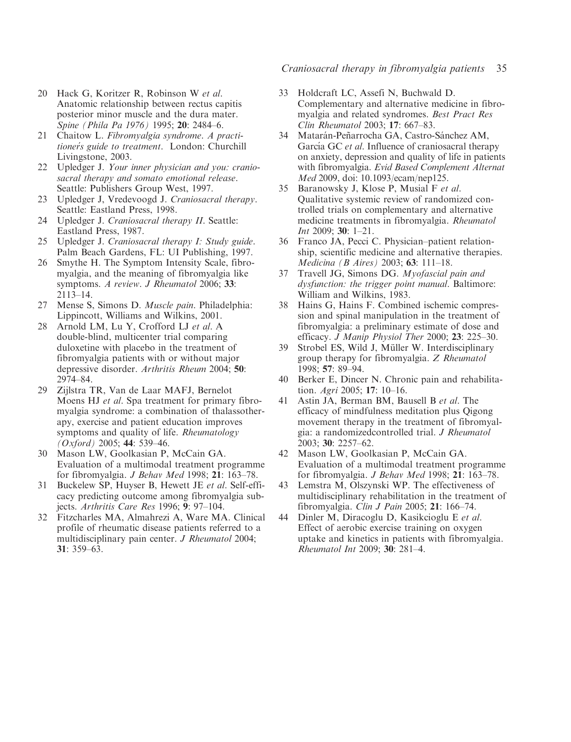20 Hack G, Koritzer R, Robinson W *et al*. Anatomic relationship between rectus capitis posterior minor muscle and the dura mater. *Spine (Phila Pa 1976)* 1995; **20**: 2484–6.

21 Chaitow L. *Fibromyalgia syndrome. A practitioner's guide to treatment*. London: Churchill Livingstone, 2003.

22 Upledger J. *Your inner physician and you: craniosacral therapy and somato emotional release*. Seattle: Publishers Group West, 1997.

23 Upledger J, Vredevoogd J. *Craniosacral therapy*. Seattle: Eastland Press, 1998.

24 Upledger J. *Craniosacral therapy II*. Seattle: Eastland Press, 1987.

25 Upledger J. *Craniosacral therapy I: Study guide*. Palm Beach Gardens, FL: UI Publishing, 1997.

26 Smythe H. The Symptom Intensity Scale, fibromyalgia, and the meaning of fibromyalgia like symptoms. *A review*. *J Rheumatol* 2006; **33**: 2113–14.

27 Mense S, Simons D. *Muscle pain*. Philadelphia: Lippincott, Williams and Wilkins, 2001.

28 Arnold LM, Lu Y, Crofford LJ *et al*. A double-blind, multicenter trial comparing duloxetine with placebo in the treatment of fibromyalgia patients with or without major depressive disorder. *Arthritis Rheum* 2004; **50**: 2974–84.

29 Zijlstra TR, Van de Laar MAFJ, Bernelot Moens HJ *et al*. Spa treatment for primary fibromyalgia syndrome: a combination of thalassotherapy, exercise and patient education improves symptoms and quality of life. *Rheumatology (Oxford)* 2005; **44**: 539–46.

30 Mason LW, Goolkasian P, McCain GA. Evaluation of a multimodal treatment programme for fibromyalgia. *J Behav Med* 1998; **21**: 163–78.

31 Buckelew SP, Huyser B, Hewett JE *et al*. Self-efficacy predicting outcome among fibromyalgia subjects. *Arthritis Care Res* 1996; **9**: 97–104.

32 Fitzcharles MA, Almahrezi A, Ware MA. Clinical profile of rheumatic disease patients referred to a multidisciplinary pain center. *J Rheumatol* 2004; **31**: 359–63.

33 Holdcraft LC, Assefi N, Buchwald D. Complementary and alternative medicine in fibromyalgia and related syndromes. *Best Pract Res Clin Rheumatol* 2003; **17**: 667–83.

34 Matarán-Peñarrocha GA, Castro-Sánchez AM, García GC *et al*. Influence of craniosacral therapy on anxiety, depression and quality of life in patients with fibromyalgia. *Evid Based Complement Alternat Med* 2009, doi: 10.1093/ecam/nep125.

35 Baranowsky J, Klose P, Musial F *et al*. Qualitative systemic review of randomized controlled trials on complementary and alternative medicine treatments in fibromyalgia. *Rheumatol Int* 2009; **30**: 1–21.

36 Franco JA, Pecci C. Physician–patient relationship, scientific medicine and alternative therapies. *Medicina (B Aires)* 2003; **63**: 111–18.

37 Travell JG, Simons DG. *Myofascial pain and dysfunction: the trigger point manual*. Baltimore: William and Wilkins, 1983.

38 Hains G, Hains F. Combined ischemic compression and spinal manipulation in the treatment of fibromyalgia: a preliminary estimate of dose and efficacy. *J Manip Physiol Ther* 2000; **23**: 225–30.

39 Strobel ES, Wild J, Müller W. Interdisciplinary group therapy for fibromyalgia. *Z Rheumatol* 1998; **57**: 89–94.

40 Berker E, Dincer N. Chronic pain and rehabilitation. *Agri* 2005; **17**: 10–16.

41 Astin JA, Berman BM, Bausell B *et al*. The efficacy of mindfulness meditation plus Qigong movement therapy in the treatment of fibromyalgia: a randomizedcontrolled trial. *J Rheumatol* 2003; **30**: 2257–62.

42 Mason LW, Goolkasian P, McCain GA. Evaluation of a multimodal treatment programme for fibromyalgia. *J Behav Med* 1998; **21**: 163–78.

43 Lemstra M, Olszynski WP. The effectiveness of multidisciplinary rehabilitation in the treatment of fibromyalgia. *Clin J Pain* 2005; **21**: 166–74.

44 Dinler M, Diracoglu D, Kasikcioglu E *et al*. Effect of aerobic exercise training on oxygen uptake and kinetics in patients with fibromyalgia. *Rheumatol Int* 2009; **30**: 281–4.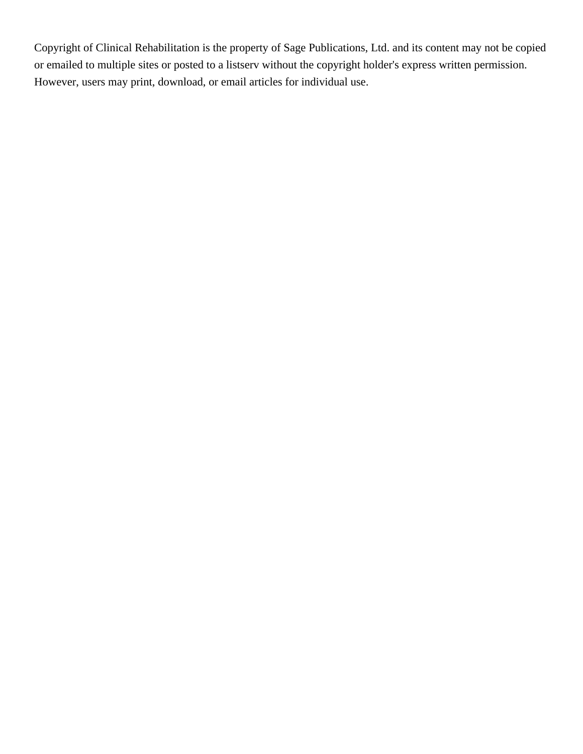Copyright of Clinical Rehabilitation is the property of Sage Publications, Ltd. and its content may not be copied or emailed to multiple sites or posted to a listserv without the copyright holder's express written permission. However, users may print, download, or email articles for individual use.